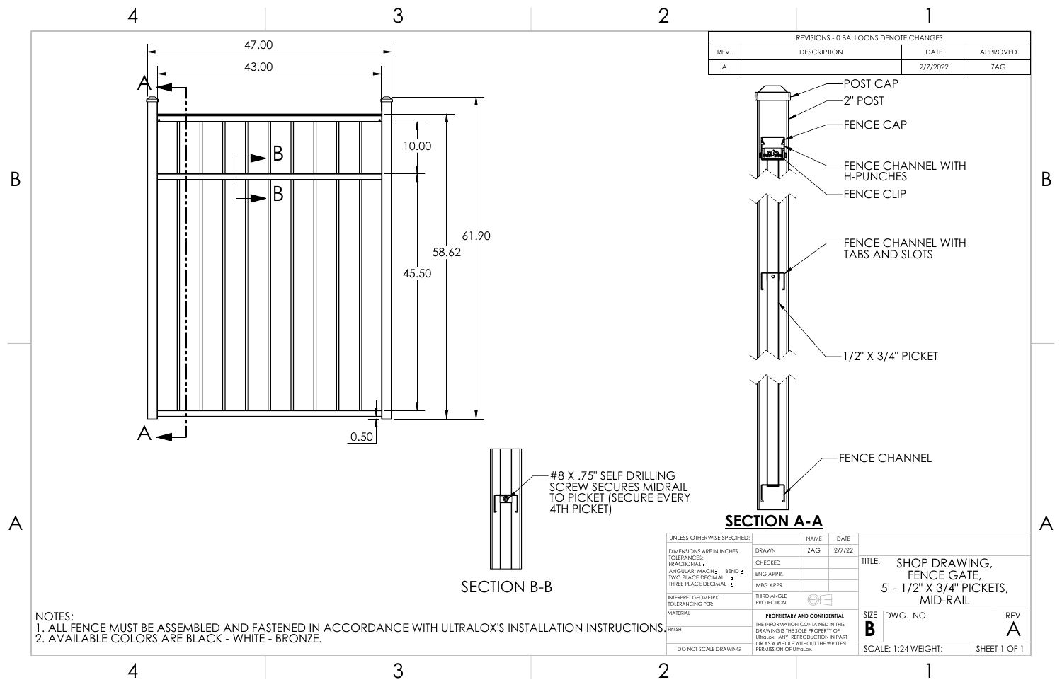| REV. | DESCRIPTION | DATE | APPROVED |
|---|---|---|---|
| A | | 2/7/2022 | ZAG |

REVISIONS - 0 BALLOONS DENOTE CHANGES

47.00

43.00

10.00

61.90

58.62

45.50

0.50

POST CAP

2" POST

FENCE CAP

FENCE CHANNEL WITH H-PUNCHES

FENCE CLIP

FENCE CHANNEL WITH TABS AND SLOTS

1/2" X 3/4" PICKET

FENCE CHANNEL

**SECTION A-A**

#8 X .75" SELF DRILLING SCREW SECURES MIDRAIL TO PICKET (SECURE EVERY 4TH PICKET)

SECTION B-B

NOTES:
1. ALL FENCE MUST BE ASSEMBLED AND FASTENED IN ACCORDANCE WITH ULTRALOX'S INSTALLATION INSTRUCTIONS.
2. AVAILABLE COLORS ARE BLACK - WHITE - BRONZE.

| UNLESS OTHERWISE SPECIFIED: | | NAME | DATE |
|---|---|---|---|
| DIMENSIONS ARE IN INCHES TOLERANCES: FRACTIONAL ± ANGULAR: MACH ± BEND ± TWO PLACE DECIMAL ± THREE PLACE DECIMAL ± | DRAWN | ZAG | 2/7/22 |
| | CHECKED | | |
| | ENG APPR. | | |
| | MFG APPR. | | |
| INTERPRET GEOMETRIC TOLERANCING PER: | THIRD ANGLE PROJECTION: | | |
| MATERIAL | | | |
| FINISH | | | |
| DO NOT SCALE DRAWING | | | |

**PROPRIETARY AND CONFIDENTIAL**
THE INFORMATION CONTAINED IN THIS DRAWING IS THE SOLE PROPERTY OF UltraLox. ANY REPRODUCTION IN PART OR AS A WHOLE WITHOUT THE WRITTEN PERMISSION OF UltraLox.

TITLE: SHOP DRAWING, FENCE GATE, 5' - 1/2" X 3/4" PICKETS, MID-RAIL

SIZE: B | DWG. NO. | REV: A

SCALE: 1:24 | WEIGHT: | SHEET 1 OF 1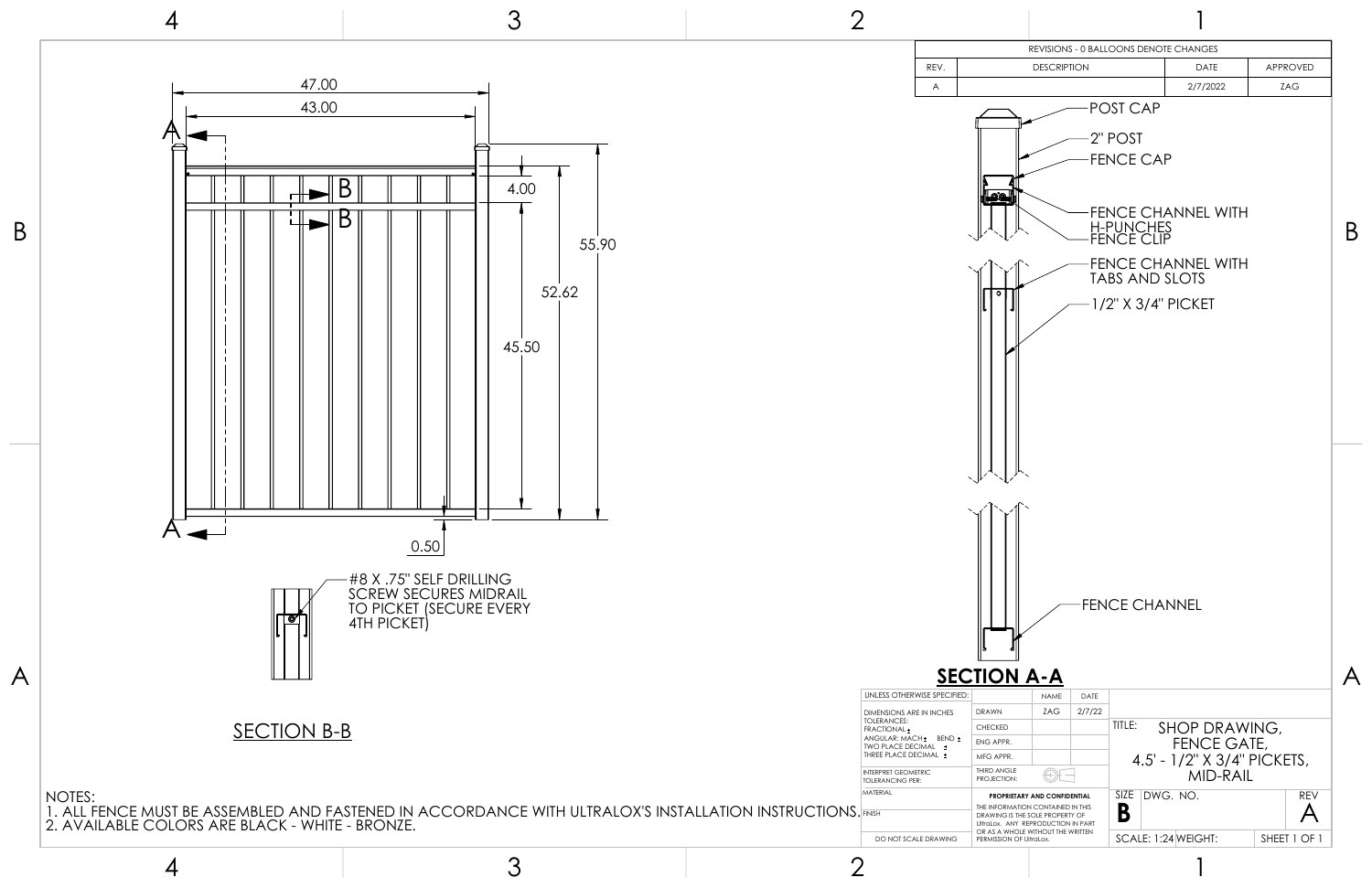| REV. | DESCRIPTION | DATE | APPROVED |
|---|---|---|---|
| A | | 2/7/2022 | ZAG |

REVISIONS - 0 BALLOONS DENOTE CHANGES

47.00

43.00

4.00

55.90

52.62

45.50

0.50

A

B

B

A

POST CAP

2" POST

FENCE CAP

FENCE CHANNEL WITH H-PUNCHES

FENCE CLIP

FENCE CHANNEL WITH TABS AND SLOTS

1/2" X 3/4" PICKET

FENCE CHANNEL

**SECTION A-A**

#8 X .75" SELF DRILLING SCREW SECURES MIDRAIL TO PICKET (SECURE EVERY 4TH PICKET)

SECTION B-B

NOTES:

1. ALL FENCE MUST BE ASSEMBLED AND FASTENED IN ACCORDANCE WITH ULTRALOX'S INSTALLATION INSTRUCTIONS.
2. AVAILABLE COLORS ARE BLACK - WHITE - BRONZE.

| UNLESS OTHERWISE SPECIFIED: | | NAME | DATE |
|---|---|---|---|
| DIMENSIONS ARE IN INCHES TOLERANCES: FRACTIONAL ± ANGULAR: MACH ± BEND ± TWO PLACE DECIMAL ± THREE PLACE DECIMAL ± | DRAWN | ZAG | 2/7/22 |
| | CHECKED | | |
| | ENG APPR. | | |
| | MFG APPR. | | |
| INTERPRET GEOMETRIC TOLERANCING PER: | THIRD ANGLE PROJECTION: | | |
| MATERIAL | PROPRIETARY AND CONFIDENTIAL THE INFORMATION CONTAINED IN THIS DRAWING IS THE SOLE PROPERTY OF UltraLox. ANY REPRODUCTION IN PART OR AS A WHOLE WITHOUT THE WRITTEN PERMISSION OF UltraLox. | | |
| FINISH | | | |
| DO NOT SCALE DRAWING | | | |

TITLE: SHOP DRAWING, FENCE GATE, 4.5' - 1/2" X 3/4" PICKETS, MID-RAIL

| SIZE | DWG. NO. | REV |
|---|---|---|
| B | | A |
| SCALE: 1:24 | WEIGHT: | SHEET 1 OF 1 |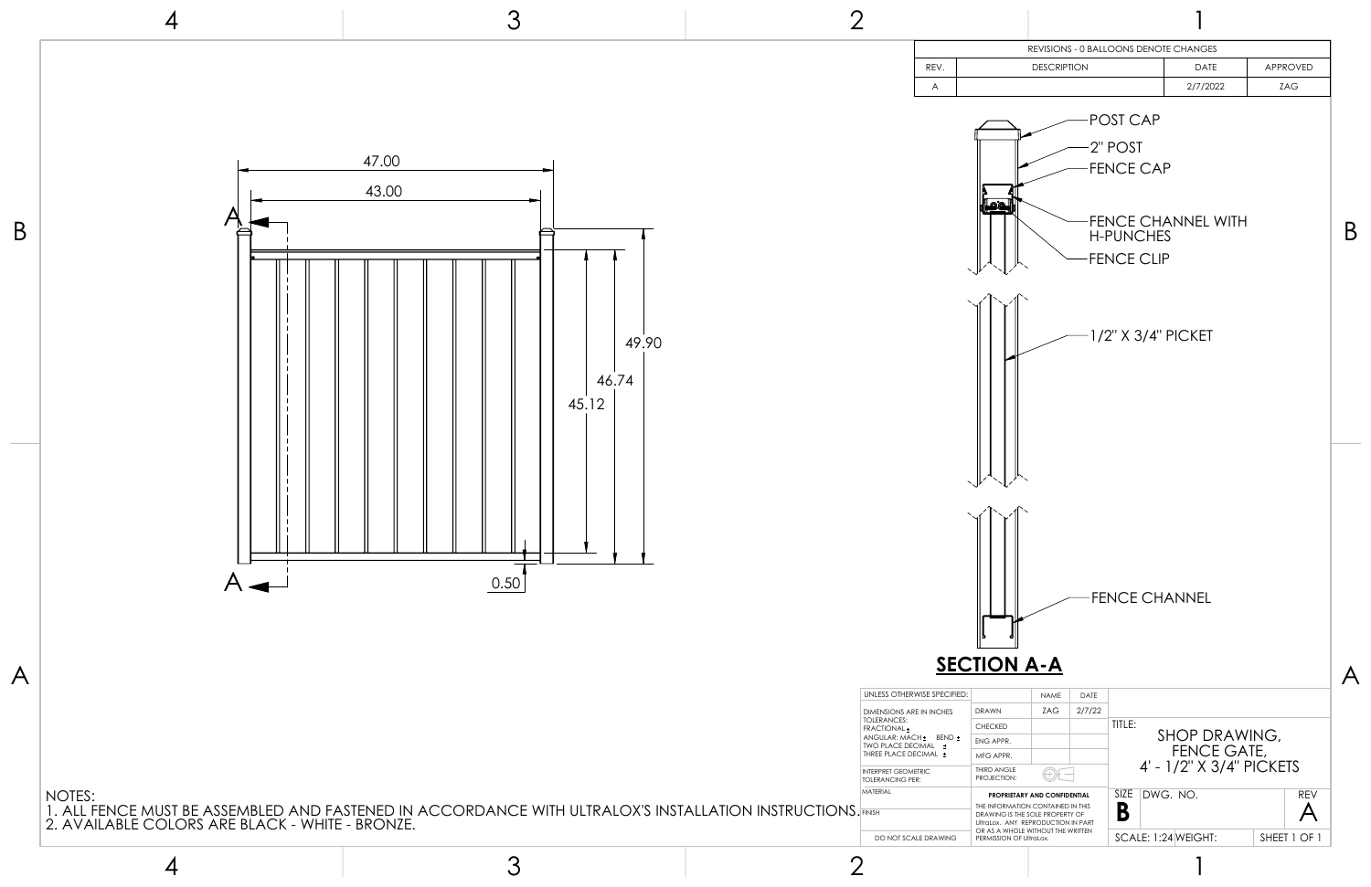| REVISIONS - 0 BALLOONS DENOTE CHANGES | | | |
| --- | --- | --- | --- |
| REV. | DESCRIPTION | DATE | APPROVED |
| A | | 2/7/2022 | ZAG |

47.00

43.00

49.90

46.74

45.12

0.50

A

A

POST CAP

2" POST

FENCE CAP

FENCE CHANNEL WITH H-PUNCHES

FENCE CLIP

1/2" X 3/4" PICKET

FENCE CHANNEL

**SECTION A-A**

NOTES:

1. ALL FENCE MUST BE ASSEMBLED AND FASTENED IN ACCORDANCE WITH ULTRALOX'S INSTALLATION INSTRUCTIONS.
2. AVAILABLE COLORS ARE BLACK - WHITE - BRONZE.

| UNLESS OTHERWISE SPECIFIED: | | NAME | DATE |
| --- | --- | --- | --- |
| DIMENSIONS ARE IN INCHES TOLERANCES: FRACTIONAL ± ANGULAR: MACH ± BEND ± TWO PLACE DECIMAL ± THREE PLACE DECIMAL ± | DRAWN | ZAG | 2/7/22 |
| | CHECKED | | |
| | ENG APPR. | | |
| | MFG APPR. | | |
| INTERPRET GEOMETRIC TOLERANCING PER: | THIRD ANGLE PROJECTION: | | |
| MATERIAL | PROPRIETARY AND CONFIDENTIAL | | |
| FINISH | THE INFORMATION CONTAINED IN THIS DRAWING IS THE SOLE PROPERTY OF UltraLox. ANY REPRODUCTION IN PART OR AS A WHOLE WITHOUT THE WRITTEN PERMISSION OF UltraLox. | | |
| DO NOT SCALE DRAWING | | | |

TITLE: SHOP DRAWING, FENCE GATE, 4' - 1/2" X 3/4" PICKETS

| SIZE | DWG. NO. | REV |
| --- | --- | --- |
| B | | A |
| SCALE: 1:24 | WEIGHT: | SHEET 1 OF 1 |